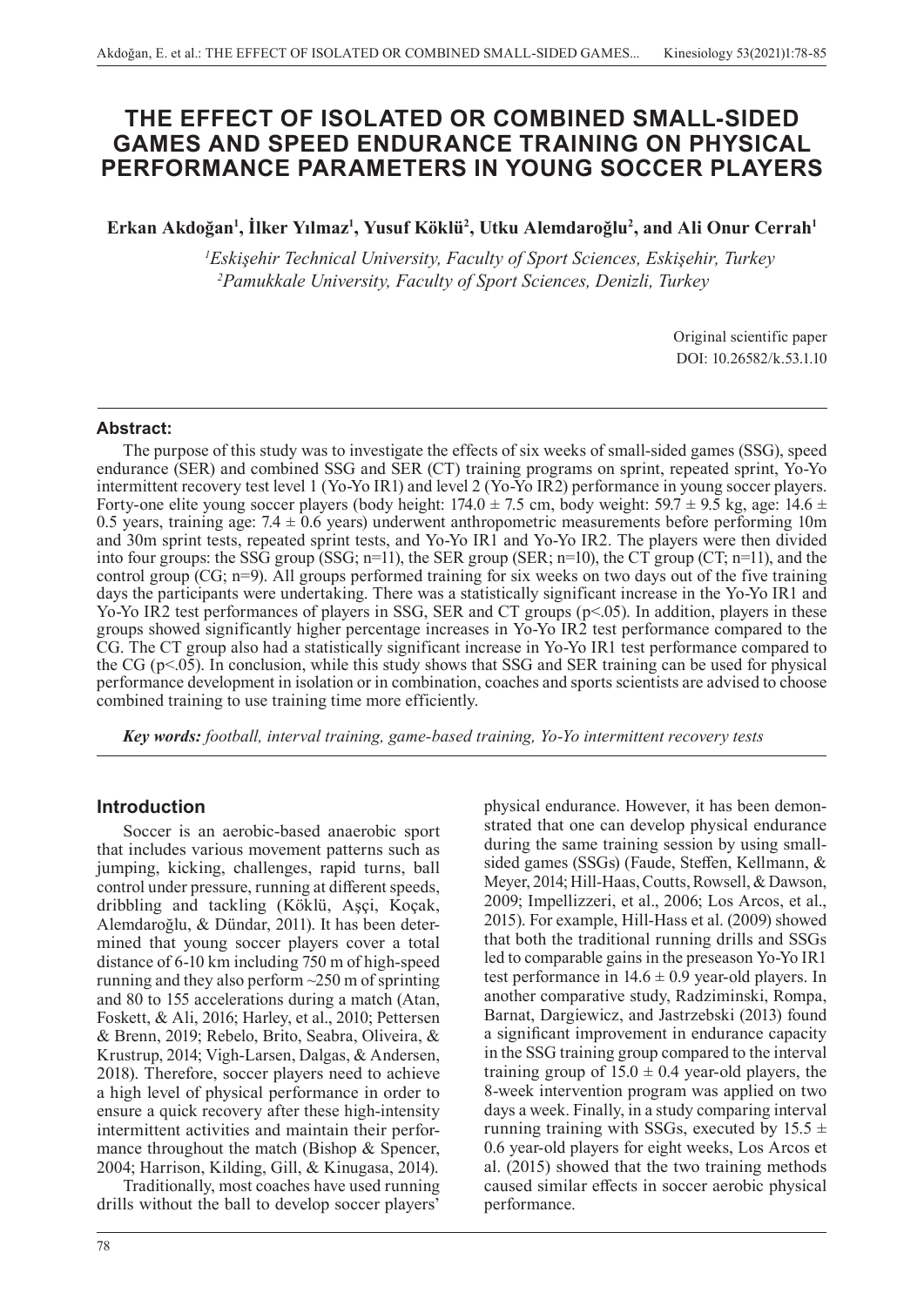# THE EFFECT OF ISOLATED OR COMBINED SMALL-SIDED GAMES AND SPEED ENDURANCE TRAINING ON PHYSICAL PERFORMANCE PARAMETERS IN YOUNG SOCCER PLAYERS

**Erkan Akdoğan[1], İlker Yılmaz[1], Yusuf Köklü[2], Utku Alemdaroğlu[2], and Ali Onur Cerrah[1]**

*[1]Eskişehir Technical University, Faculty of Sport Sciences, Eskişehir, Turkey*
*[2]Pamukkale University, Faculty of Sport Sciences, Denizli, Turkey*

Original scientific paper
DOI: 10.26582/k.53.1.10

## Abstract:

The purpose of this study was to investigate the effects of six weeks of small-sided games (SSG), speed endurance (SER) and combined SSG and SER (CT) training programs on sprint, repeated sprint, Yo-Yo intermittent recovery test level 1 (Yo-Yo IR1) and level 2 (Yo-Yo IR2) performance in young soccer players. Forty-one elite young soccer players (body height: 174.0 ± 7.5 cm, body weight: 59.7 ± 9.5 kg, age: 14.6 ± 0.5 years, training age: 7.4 ± 0.6 years) underwent anthropometric measurements before performing 10m and 30m sprint tests, repeated sprint tests, and Yo-Yo IR1 and Yo-Yo IR2. The players were then divided into four groups: the SSG group (SSG; n=11), the SER group (SER; n=10), the CT group (CT; n=11), and the control group (CG; n=9). All groups performed training for six weeks on two days out of the five training days the participants were undertaking. There was a statistically significant increase in the Yo-Yo IR1 and Yo-Yo IR2 test performances of players in SSG, SER and CT groups ($p<.05$). In addition, players in these groups showed significantly higher percentage increases in Yo-Yo IR2 test performance compared to the CG. The CT group also had a statistically significant increase in Yo-Yo IR1 test performance compared to the CG ($p<.05$). In conclusion, while this study shows that SSG and SER training can be used for physical performance development in isolation or in combination, coaches and sports scientists are advised to choose combined training to use training time more efficiently.

***Key words:*** *football, interval training, game-based training, Yo-Yo intermittent recovery tests*

## Introduction

Soccer is an aerobic-based anaerobic sport that includes various movement patterns such as jumping, kicking, challenges, rapid turns, ball control under pressure, running at different speeds, dribbling and tackling (Köklü, Aşçi, Koçak, Alemdaroğlu, & Dündar, 2011). It has been determined that young soccer players cover a total distance of 6-10 km including 750 m of high-speed running and they also perform ~250 m of sprinting and 80 to 155 accelerations during a match (Atan, Foskett, & Ali, 2016; Harley, et al., 2010; Pettersen & Brenn, 2019; Rebelo, Brito, Seabra, Oliveira, & Krustrup, 2014; Vigh-Larsen, Dalgas, & Andersen, 2018). Therefore, soccer players need to achieve a high level of physical performance in order to ensure a quick recovery after these high-intensity intermittent activities and maintain their performance throughout the match (Bishop & Spencer, 2004; Harrison, Kilding, Gill, & Kinugasa, 2014).

Traditionally, most coaches have used running drills without the ball to develop soccer players' physical endurance. However, it has been demonstrated that one can develop physical endurance during the same training session by using small-sided games (SSGs) (Faude, Steffen, Kellmann, & Meyer, 2014; Hill-Haas, Coutts, Rowsell, & Dawson, 2009; Impellizzeri, et al., 2006; Los Arcos, et al., 2015). For example, Hill-Hass et al. (2009) showed that both the traditional running drills and SSGs led to comparable gains in the preseason Yo-Yo IR1 test performance in 14.6 ± 0.9 year-old players. In another comparative study, Radziminski, Rompa, Barnat, Dargiewicz, and Jastrzebski (2013) found a significant improvement in endurance capacity in the SSG training group compared to the interval training group of 15.0 ± 0.4 year-old players, the 8-week intervention program was applied on two days a week. Finally, in a study comparing interval running training with SSGs, executed by 15.5 ± 0.6 year-old players for eight weeks, Los Arcos et al. (2015) showed that the two training methods caused similar effects in soccer aerobic physical performance.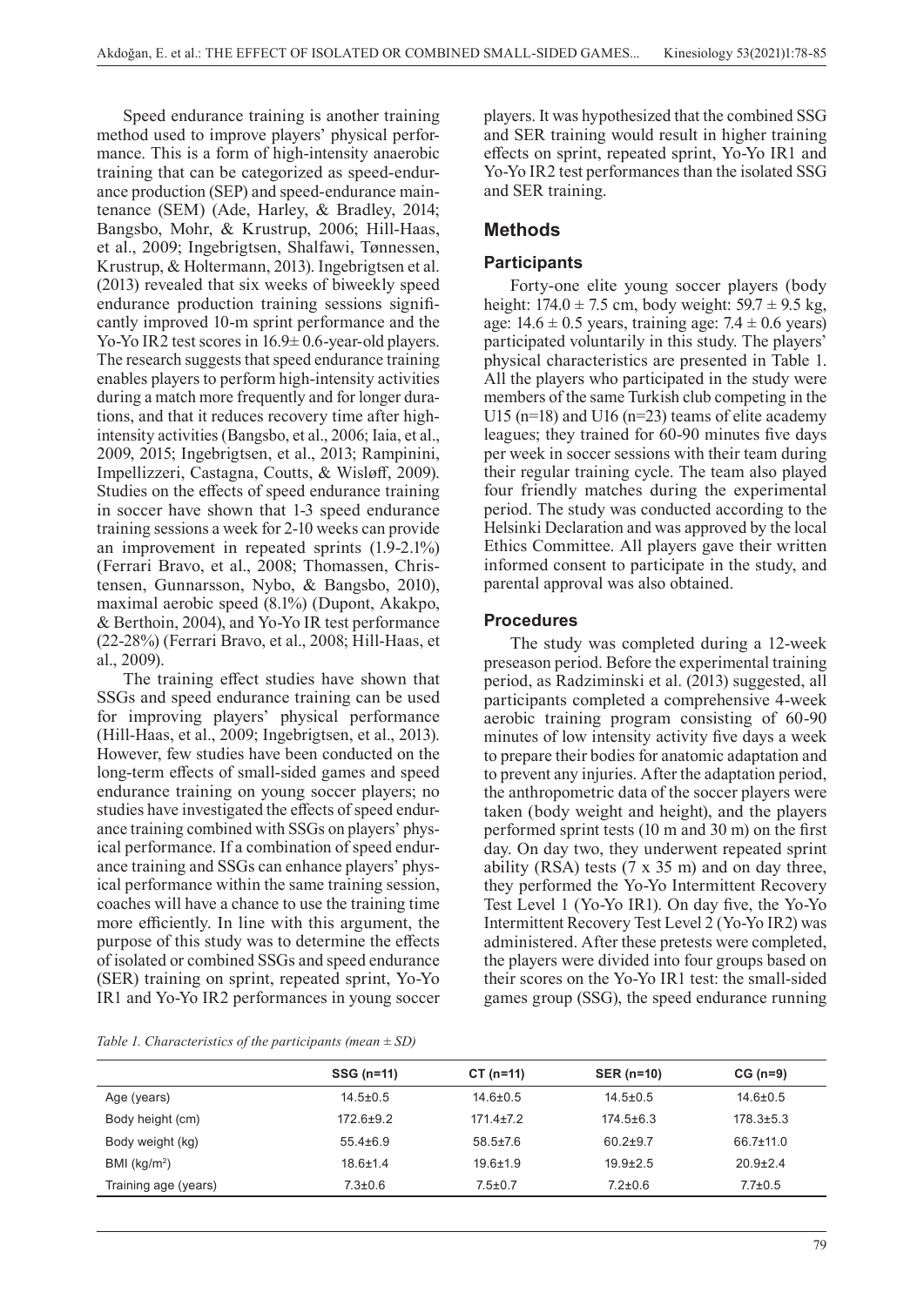Speed endurance training is another training method used to improve players' physical performance. This is a form of high-intensity anaerobic training that can be categorized as speed-endurance production (SEP) and speed-endurance maintenance (SEM) (Ade, Harley, & Bradley, 2014; Bangsbo, Mohr, & Krustrup, 2006; Hill-Haas, et al., 2009; Ingebrigtsen, Shalfawi, Tønnessen, Krustrup, & Holtermann, 2013). Ingebrigtsen et al. (2013) revealed that six weeks of biweekly speed endurance production training sessions significantly improved 10-m sprint performance and the Yo-Yo IR2 test scores in 16.9± 0.6-year-old players. The research suggests that speed endurance training enables players to perform high-intensity activities during a match more frequently and for longer durations, and that it reduces recovery time after high-intensity activities (Bangsbo, et al., 2006; Iaia, et al., 2009, 2015; Ingebrigtsen, et al., 2013; Rampinini, Impellizzeri, Castagna, Coutts, & Wisløff, 2009). Studies on the effects of speed endurance training in soccer have shown that 1-3 speed endurance training sessions a week for 2-10 weeks can provide an improvement in repeated sprints (1.9-2.1%) (Ferrari Bravo, et al., 2008; Thomassen, Christensen, Gunnarsson, Nybo, & Bangsbo, 2010), maximal aerobic speed (8.1%) (Dupont, Akakpo, & Berthoin, 2004), and Yo-Yo IR test performance (22-28%) (Ferrari Bravo, et al., 2008; Hill-Haas, et al., 2009).

The training effect studies have shown that SSGs and speed endurance training can be used for improving players' physical performance (Hill-Haas, et al., 2009; Ingebrigtsen, et al., 2013). However, few studies have been conducted on the long-term effects of small-sided games and speed endurance training on young soccer players; no studies have investigated the effects of speed endurance training combined with SSGs on players' physical performance. If a combination of speed endurance training and SSGs can enhance players' physical performance within the same training session, coaches will have a chance to use the training time more efficiently. In line with this argument, the purpose of this study was to determine the effects of isolated or combined SSGs and speed endurance (SER) training on sprint, repeated sprint, Yo-Yo IR1 and Yo-Yo IR2 performances in young soccer players. It was hypothesized that the combined SSG and SER training would result in higher training effects on sprint, repeated sprint, Yo-Yo IR1 and Yo-Yo IR2 test performances than the isolated SSG and SER training.

## Methods

### Participants

Forty-one elite young soccer players (body height: 174.0 ± 7.5 cm, body weight: 59.7 ± 9.5 kg, age: 14.6 ± 0.5 years, training age: 7.4 ± 0.6 years) participated voluntarily in this study. The players' physical characteristics are presented in Table 1. All the players who participated in the study were members of the same Turkish club competing in the U15 (n=18) and U16 (n=23) teams of elite academy leagues; they trained for 60-90 minutes five days per week in soccer sessions with their team during their regular training cycle. The team also played four friendly matches during the experimental period. The study was conducted according to the Helsinki Declaration and was approved by the local Ethics Committee. All players gave their written informed consent to participate in the study, and parental approval was also obtained.

### Procedures

The study was completed during a 12-week preseason period. Before the experimental training period, as Radziminski et al. (2013) suggested, all participants completed a comprehensive 4-week aerobic training program consisting of 60-90 minutes of low intensity activity five days a week to prepare their bodies for anatomic adaptation and to prevent any injuries. After the adaptation period, the anthropometric data of the soccer players were taken (body weight and height), and the players performed sprint tests (10 m and 30 m) on the first day. On day two, they underwent repeated sprint ability (RSA) tests (7 x 35 m) and on day three, they performed the Yo-Yo Intermittent Recovery Test Level 1 (Yo-Yo IR1). On day five, the Yo-Yo Intermittent Recovery Test Level 2 (Yo-Yo IR2) was administered. After these pretests were completed, the players were divided into four groups based on their scores on the Yo-Yo IR1 test: the small-sided games group (SSG), the speed endurance running

*Table 1. Characteristics of the participants (mean ± SD)*

| | SSG (n=11) | CT (n=11) | SER (n=10) | CG (n=9) |
|---|---|---|---|---|
| Age (years) | 14.5±0.5 | 14.6±0.5 | 14.5±0.5 | 14.6±0.5 |
| Body height (cm) | 172.6±9.2 | 171.4±7.2 | 174.5±6.3 | 178.3±5.3 |
| Body weight (kg) | 55.4±6.9 | 58.5±7.6 | 60.2±9.7 | 66.7±11.0 |
| BMI (kg/m²) | 18.6±1.4 | 19.6±1.9 | 19.9±2.5 | 20.9±2.4 |
| Training age (years) | 7.3±0.6 | 7.5±0.7 | 7.2±0.6 | 7.7±0.5 |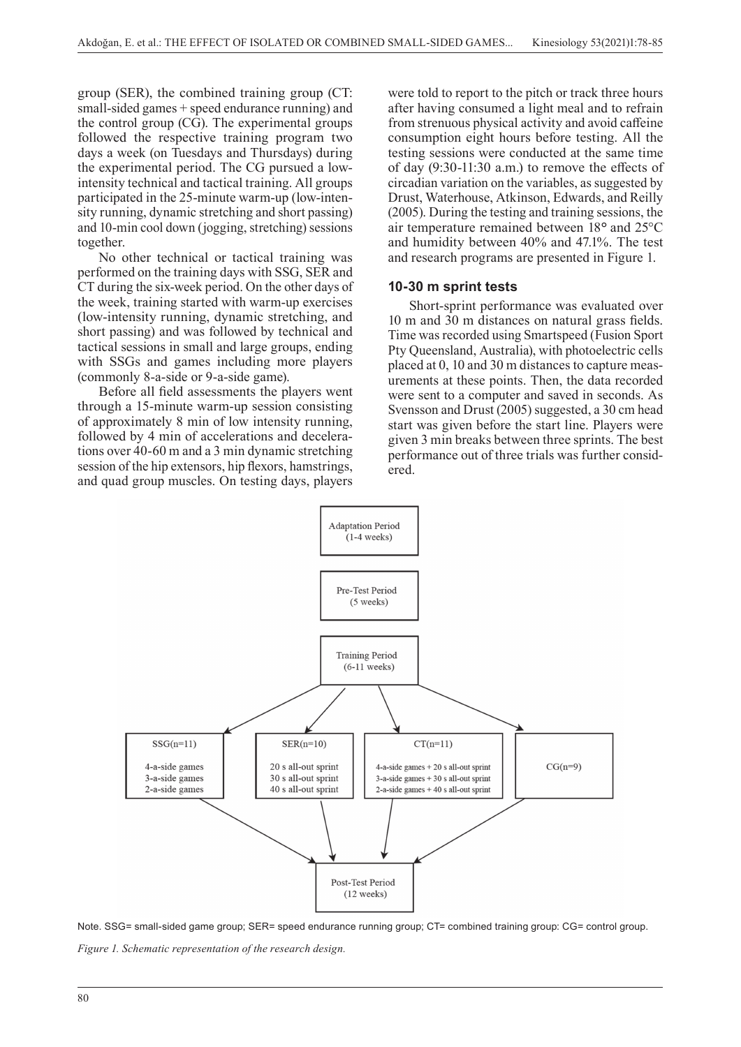group (SER), the combined training group (CT: small-sided games + speed endurance running) and the control group (CG). The experimental groups followed the respective training program two days a week (on Tuesdays and Thursdays) during the experimental period. The CG pursued a low-intensity technical and tactical training. All groups participated in the 25-minute warm-up (low-intensity running, dynamic stretching and short passing) and 10-min cool down (jogging, stretching) sessions together.

No other technical or tactical training was performed on the training days with SSG, SER and CT during the six-week period. On the other days of the week, training started with warm-up exercises (low-intensity running, dynamic stretching, and short passing) and was followed by technical and tactical sessions in small and large groups, ending with SSGs and games including more players (commonly 8-a-side or 9-a-side game).

Before all field assessments the players went through a 15-minute warm-up session consisting of approximately 8 min of low intensity running, followed by 4 min of accelerations and decelerations over 40-60 m and a 3 min dynamic stretching session of the hip extensors, hip flexors, hamstrings, and quad group muscles. On testing days, players were told to report to the pitch or track three hours after having consumed a light meal and to refrain from strenuous physical activity and avoid caffeine consumption eight hours before testing. All the testing sessions were conducted at the same time of day (9:30-11:30 a.m.) to remove the effects of circadian variation on the variables, as suggested by Drust, Waterhouse, Atkinson, Edwards, and Reilly (2005). During the testing and training sessions, the air temperature remained between 18° and 25°C and humidity between 40% and 47.1%. The test and research programs are presented in Figure 1.

### 10-30 m sprint tests

Short-sprint performance was evaluated over 10 m and 30 m distances on natural grass fields. Time was recorded using Smartspeed (Fusion Sport Pty Queensland, Australia), with photoelectric cells placed at 0, 10 and 30 m distances to capture measurements at these points. Then, the data recorded were sent to a computer and saved in seconds. As Svensson and Drust (2005) suggested, a 30 cm head start was given before the start line. Players were given 3 min breaks between three sprints. The best performance out of three trials was further considered.

Adaptation Period (1-4 weeks)

Pre-Test Period (5 weeks)

Training Period (6-11 weeks)

SSG(n=11): 4-a-side games, 3-a-side games, 2-a-side games

SER(n=10): 20 s all-out sprint, 30 s all-out sprint, 40 s all-out sprint

CT(n=11): 4-a-side games + 20 s all-out sprint, 3-a-side games + 30 s all-out sprint, 2-a-side games + 40 s all-out sprint

CG(n=9)

Post-Test Period (12 weeks)

Note. SSG= small-sided game group; SER= speed endurance running group; CT= combined training group: CG= control group.

*Figure 1. Schematic representation of the research design.*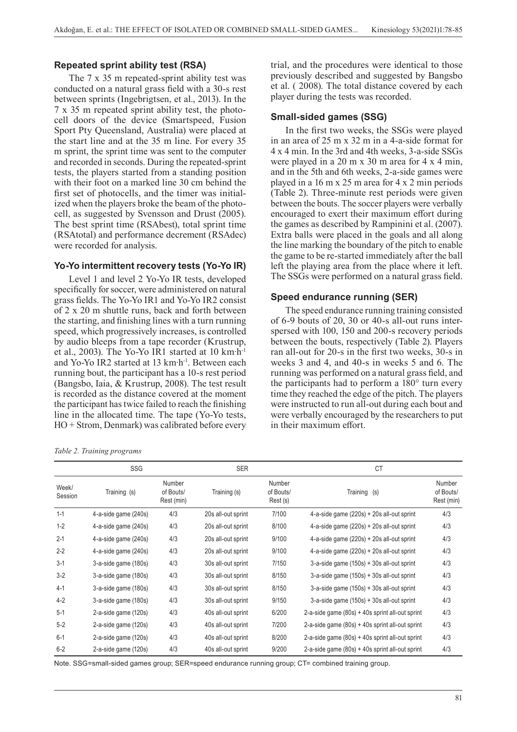### Repeated sprint ability test (RSA)

The 7 x 35 m repeated-sprint ability test was conducted on a natural grass field with a 30-s rest between sprints (Ingebrigtsen, et al., 2013). In the 7 x 35 m repeated sprint ability test, the photocell doors of the device (Smartspeed, Fusion Sport Pty Queensland, Australia) were placed at the start line and at the 35 m line. For every 35 m sprint, the sprint time was sent to the computer and recorded in seconds. During the repeated-sprint tests, the players started from a standing position with their foot on a marked line 30 cm behind the first set of photocells, and the timer was initialized when the players broke the beam of the photocell, as suggested by Svensson and Drust (2005). The best sprint time (RSAbest), total sprint time (RSAtotal) and performance decrement (RSAdec) were recorded for analysis.

### Yo-Yo intermittent recovery tests (Yo-Yo IR)

Level 1 and level 2 Yo-Yo IR tests, developed specifically for soccer, were administered on natural grass fields. The Yo-Yo IR1 and Yo-Yo IR2 consist of 2 x 20 m shuttle runs, back and forth between the starting, and finishing lines with a turn running speed, which progressively increases, is controlled by audio bleeps from a tape recorder (Krustrup, et al., 2003). The Yo-Yo IR1 started at 10 km·h$^{-1}$ and Yo-Yo IR2 started at 13 km·h$^{-1}$. Between each running bout, the participant has a 10-s rest period (Bangsbo, Iaia, & Krustrup, 2008). The test result is recorded as the distance covered at the moment the participant has twice failed to reach the finishing line in the allocated time. The tape (Yo-Yo tests, HO + Strom, Denmark) was calibrated before every trial, and the procedures were identical to those previously described and suggested by Bangsbo et al. ( 2008). The total distance covered by each player during the tests was recorded.

### Small-sided games (SSG)

In the first two weeks, the SSGs were played in an area of 25 m x 32 m in a 4-a-side format for 4 x 4 min. In the 3rd and 4th weeks, 3-a-side SSGs were played in a 20 m x 30 m area for 4 x 4 min, and in the 5th and 6th weeks, 2-a-side games were played in a 16 m x 25 m area for 4 x 2 min periods (Table 2). Three-minute rest periods were given between the bouts. The soccer players were verbally encouraged to exert their maximum effort during the games as described by Rampinini et al. (2007). Extra balls were placed in the goals and all along the line marking the boundary of the pitch to enable the game to be re-started immediately after the ball left the playing area from the place where it left. The SSGs were performed on a natural grass field.

### Speed endurance running (SER)

The speed endurance running training consisted of 6-9 bouts of 20, 30 or 40-s all-out runs interspersed with 100, 150 and 200-s recovery periods between the bouts, respectively (Table 2). Players ran all-out for 20-s in the first two weeks, 30-s in weeks 3 and 4, and 40-s in weeks 5 and 6. The running was performed on a natural grass field, and the participants had to perform a 180° turn every time they reached the edge of the pitch. The players were instructed to run all-out during each bout and were verbally encouraged by the researchers to put in their maximum effort.

*Table 2. Training programs*

| | SSG | | SER | | CT | |
|---|---|---|---|---|---|---|
| Week/ Session | Training (s) | Number of Bouts/ Rest (min) | Training (s) | Number of Bouts/ Rest (s) | Training (s) | Number of Bouts/ Rest (min) |
| 1-1 | 4-a-side game (240s) | 4/3 | 20s all-out sprint | 7/100 | 4-a-side game (220s) + 20s all-out sprint | 4/3 |
| 1-2 | 4-a-side game (240s) | 4/3 | 20s all-out sprint | 8/100 | 4-a-side game (220s) + 20s all-out sprint | 4/3 |
| 2-1 | 4-a-side game (240s) | 4/3 | 20s all-out sprint | 9/100 | 4-a-side game (220s) + 20s all-out sprint | 4/3 |
| 2-2 | 4-a-side game (240s) | 4/3 | 20s all-out sprint | 9/100 | 4-a-side game (220s) + 20s all-out sprint | 4/3 |
| 3-1 | 3-a-side game (180s) | 4/3 | 30s all-out sprint | 7/150 | 3-a-side game (150s) + 30s all-out sprint | 4/3 |
| 3-2 | 3-a-side game (180s) | 4/3 | 30s all-out sprint | 8/150 | 3-a-side game (150s) + 30s all-out sprint | 4/3 |
| 4-1 | 3-a-side game (180s) | 4/3 | 30s all-out sprint | 8/150 | 3-a-side game (150s) + 30s all-out sprint | 4/3 |
| 4-2 | 3-a-side game (180s) | 4/3 | 30s all-out sprint | 9/150 | 3-a-side game (150s) + 30s all-out sprint | 4/3 |
| 5-1 | 2-a-side game (120s) | 4/3 | 40s all-out sprint | 6/200 | 2-a-side game (80s) + 40s sprint all-out sprint | 4/3 |
| 5-2 | 2-a-side game (120s) | 4/3 | 40s all-out sprint | 7/200 | 2-a-side game (80s) + 40s sprint all-out sprint | 4/3 |
| 6-1 | 2-a-side game (120s) | 4/3 | 40s all-out sprint | 8/200 | 2-a-side game (80s) + 40s sprint all-out sprint | 4/3 |
| 6-2 | 2-a-side game (120s) | 4/3 | 40s all-out sprint | 9/200 | 2-a-side game (80s) + 40s sprint all-out sprint | 4/3 |

Note. SSG=small-sided games group; SER=speed endurance running group; CT= combined training group.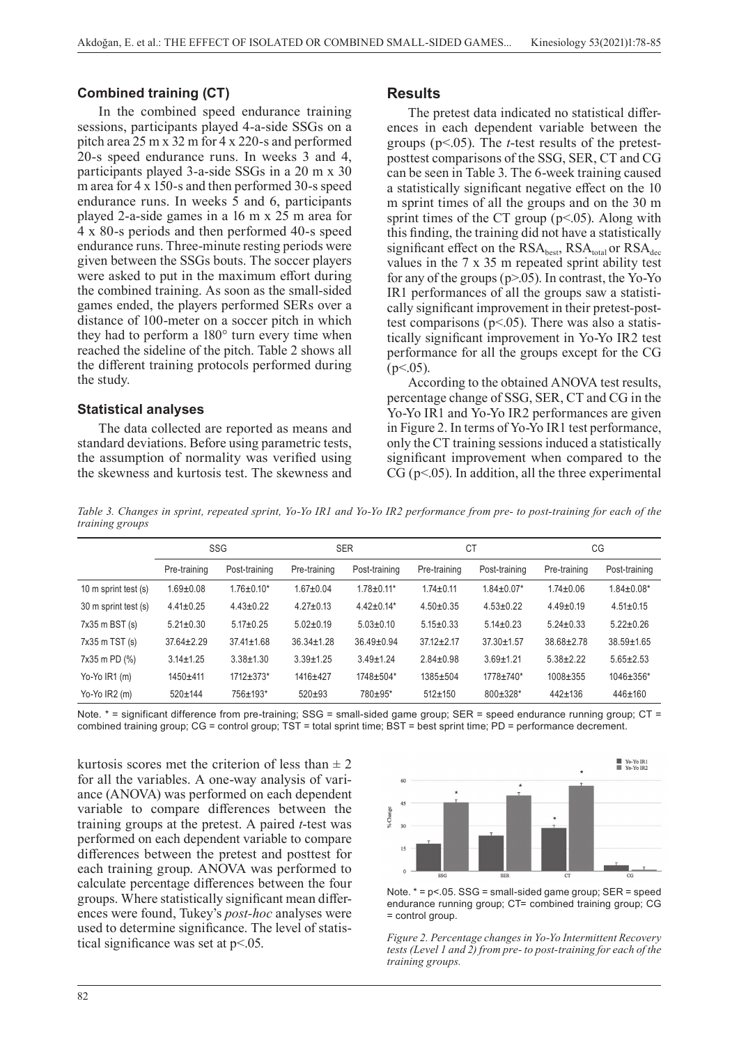### Combined training (CT)

In the combined speed endurance training sessions, participants played 4-a-side SSGs on a pitch area 25 m x 32 m for 4 x 220-s and performed 20-s speed endurance runs. In weeks 3 and 4, participants played 3-a-side SSGs in a 20 m x 30 m area for 4 x 150-s and then performed 30-s speed endurance runs. In weeks 5 and 6, participants played 2-a-side games in a 16 m x 25 m area for 4 x 80-s periods and then performed 40-s speed endurance runs. Three-minute resting periods were given between the SSGs bouts. The soccer players were asked to put in the maximum effort during the combined training. As soon as the small-sided games ended, the players performed SERs over a distance of 100-meter on a soccer pitch in which they had to perform a 180° turn every time when reached the sideline of the pitch. Table 2 shows all the different training protocols performed during the study.

### Statistical analyses

The data collected are reported as means and standard deviations. Before using parametric tests, the assumption of normality was verified using the skewness and kurtosis test. The skewness and kurtosis scores met the criterion of less than ± 2 for all the variables. A one-way analysis of variance (ANOVA) was performed on each dependent variable to compare differences between the training groups at the pretest. A paired *t*-test was performed on each dependent variable to compare differences between the pretest and posttest for each training group. ANOVA was performed to calculate percentage differences between the four groups. Where statistically significant mean differences were found, Tukey's *post-hoc* analyses were used to determine significance. The level of statistical significance was set at $p<.05$.

## Results

The pretest data indicated no statistical differences in each dependent variable between the groups ($p<.05$). The *t*-test results of the pretest-posttest comparisons of the SSG, SER, CT and CG can be seen in Table 3. The 6-week training caused a statistically significant negative effect on the 10 m sprint times of all the groups and on the 30 m sprint times of the CT group ($p<.05$). Along with this finding, the training did not have a statistically significant effect on the $RSA_{best}$, $RSA_{total}$ or $RSA_{dec}$ values in the 7 x 35 m repeated sprint ability test for any of the groups ($p>.05$). In contrast, the Yo-Yo IR1 performances of all the groups saw a statistically significant improvement in their pretest-posttest comparisons ($p<.05$). There was also a statistically significant improvement in Yo-Yo IR2 test performance for all the groups except for the CG ($p<.05$).

According to the obtained ANOVA test results, percentage change of SSG, SER, CT and CG in the Yo-Yo IR1 and Yo-Yo IR2 performances are given in Figure 2. In terms of Yo-Yo IR1 test performance, only the CT training sessions induced a statistically significant improvement when compared to the CG ($p<.05$). In addition, all the three experimental

*Table 3. Changes in sprint, repeated sprint, Yo-Yo IR1 and Yo-Yo IR2 performance from pre- to post-training for each of the training groups*

| | SSG | | SER | | CT | | CG | |
|---|---|---|---|---|---|---|---|---|
| | Pre-training | Post-training | Pre-training | Post-training | Pre-training | Post-training | Pre-training | Post-training |
| 10 m sprint test (s) | 1.69±0.08 | 1.76±0.10* | 1.67±0.04 | 1.78±0.11* | 1.74±0.11 | 1.84±0.07* | 1.74±0.06 | 1.84±0.08* |
| 30 m sprint test (s) | 4.41±0.25 | 4.43±0.22 | 4.27±0.13 | 4.42±0.14* | 4.50±0.35 | 4.53±0.22 | 4.49±0.19 | 4.51±0.15 |
| 7x35 m BST (s) | 5.21±0.30 | 5.17±0.25 | 5.02±0.19 | 5.03±0.10 | 5.15±0.33 | 5.14±0.23 | 5.24±0.33 | 5.22±0.26 |
| 7x35 m TST (s) | 37.64±2.29 | 37.41±1.68 | 36.34±1.28 | 36.49±0.94 | 37.12±2.17 | 37.30±1.57 | 38.68±2.78 | 38.59±1.65 |
| 7x35 m PD (%) | 3.14±1.25 | 3.38±1.30 | 3.39±1.25 | 3.49±1.24 | 2.84±0.98 | 3.69±1.21 | 5.38±2.22 | 5.65±2.53 |
| Yo-Yo IR1 (m) | 1450±411 | 1712±373* | 1416±427 | 1748±504* | 1385±504 | 1778±740* | 1008±355 | 1046±356* |
| Yo-Yo IR2 (m) | 520±144 | 756±193* | 520±93 | 780±95* | 512±150 | 800±328* | 442±136 | 446±160 |

Note. * = significant difference from pre-training; SSG = small-sided game group; SER = speed endurance running group; CT = combined training group; CG = control group; TST = total sprint time; BST = best sprint time; PD = performance decrement.

Note. * = p<.05. SSG = small-sided game group; SER = speed endurance running group; CT= combined training group; CG = control group.

*Figure 2. Percentage changes in Yo-Yo Intermittent Recovery tests (Level 1 and 2) from pre- to post-training for each of the training groups.*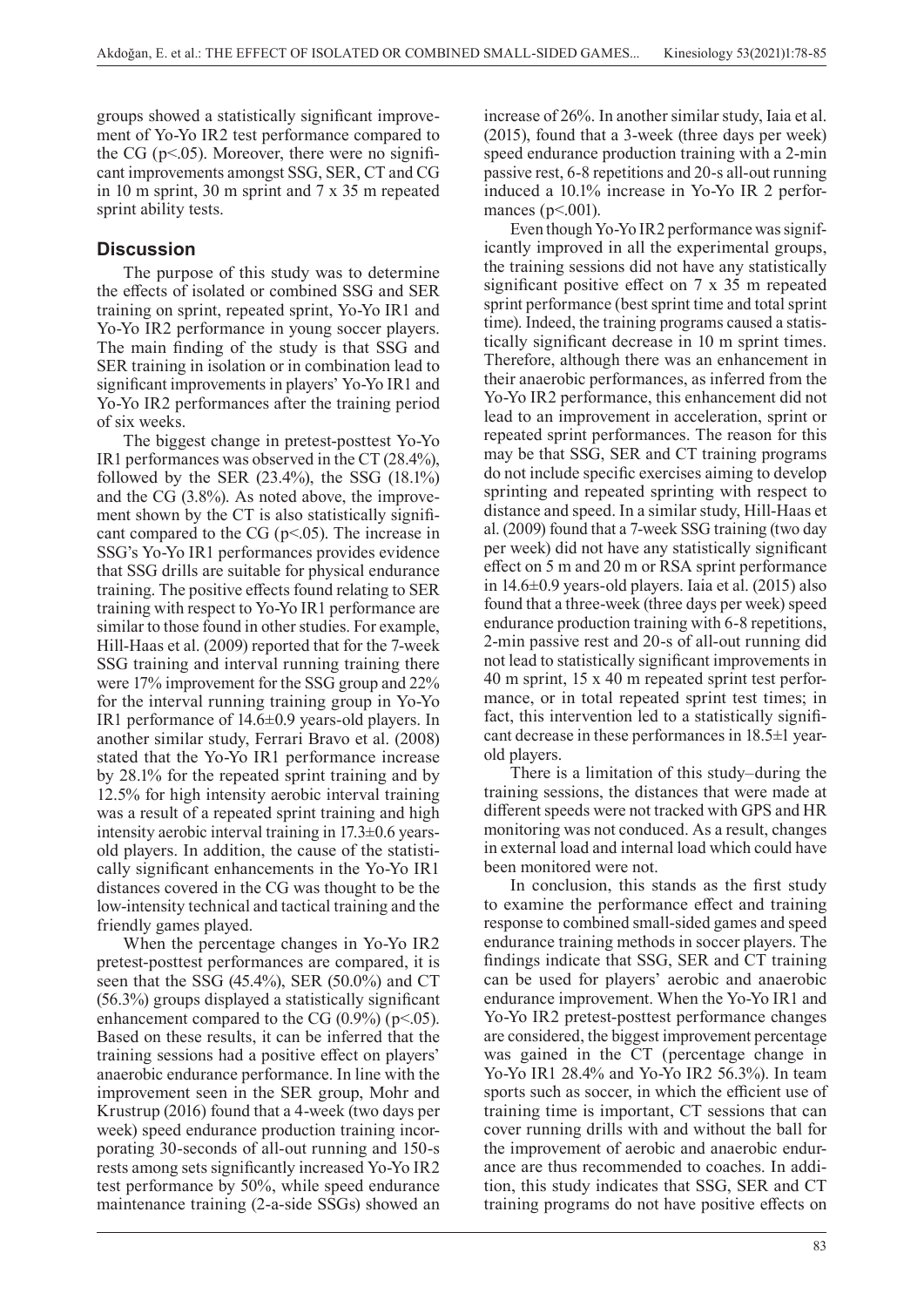groups showed a statistically significant improvement of Yo-Yo IR2 test performance compared to the CG ($p<.05$). Moreover, there were no significant improvements amongst SSG, SER, CT and CG in 10 m sprint, 30 m sprint and 7 x 35 m repeated sprint ability tests.

## Discussion

The purpose of this study was to determine the effects of isolated or combined SSG and SER training on sprint, repeated sprint, Yo-Yo IR1 and Yo-Yo IR2 performance in young soccer players. The main finding of the study is that SSG and SER training in isolation or in combination lead to significant improvements in players' Yo-Yo IR1 and Yo-Yo IR2 performances after the training period of six weeks.

The biggest change in pretest-posttest Yo-Yo IR1 performances was observed in the CT (28.4%), followed by the SER (23.4%), the SSG (18.1%) and the CG (3.8%). As noted above, the improvement shown by the CT is also statistically significant compared to the CG ($p<.05$). The increase in SSG's Yo-Yo IR1 performances provides evidence that SSG drills are suitable for physical endurance training. The positive effects found relating to SER training with respect to Yo-Yo IR1 performance are similar to those found in other studies. For example, Hill-Haas et al. (2009) reported that for the 7-week SSG training and interval running training there were 17% improvement for the SSG group and 22% for the interval running training group in Yo-Yo IR1 performance of 14.6±0.9 years-old players. In another similar study, Ferrari Bravo et al. (2008) stated that the Yo-Yo IR1 performance increase by 28.1% for the repeated sprint training and by 12.5% for high intensity aerobic interval training was a result of a repeated sprint training and high intensity aerobic interval training in 17.3±0.6 years-old players. In addition, the cause of the statistically significant enhancements in the Yo-Yo IR1 distances covered in the CG was thought to be the low-intensity technical and tactical training and the friendly games played.

When the percentage changes in Yo-Yo IR2 pretest-posttest performances are compared, it is seen that the SSG (45.4%), SER (50.0%) and CT (56.3%) groups displayed a statistically significant enhancement compared to the CG (0.9%) ($p<.05$). Based on these results, it can be inferred that the training sessions had a positive effect on players' anaerobic endurance performance. In line with the improvement seen in the SER group, Mohr and Krustrup (2016) found that a 4-week (two days per week) speed endurance production training incorporating 30-seconds of all-out running and 150-s rests among sets significantly increased Yo-Yo IR2 test performance by 50%, while speed endurance maintenance training (2-a-side SSGs) showed an increase of 26%. In another similar study, Iaia et al. (2015), found that a 3-week (three days per week) speed endurance production training with a 2-min passive rest, 6-8 repetitions and 20-s all-out running induced a 10.1% increase in Yo-Yo IR 2 performances ($p<.001$).

Even though Yo-Yo IR2 performance was significantly improved in all the experimental groups, the training sessions did not have any statistically significant positive effect on 7 x 35 m repeated sprint performance (best sprint time and total sprint time). Indeed, the training programs caused a statistically significant decrease in 10 m sprint times. Therefore, although there was an enhancement in their anaerobic performances, as inferred from the Yo-Yo IR2 performance, this enhancement did not lead to an improvement in acceleration, sprint or repeated sprint performances. The reason for this may be that SSG, SER and CT training programs do not include specific exercises aiming to develop sprinting and repeated sprinting with respect to distance and speed. In a similar study, Hill-Haas et al. (2009) found that a 7-week SSG training (two day per week) did not have any statistically significant effect on 5 m and 20 m or RSA sprint performance in 14.6±0.9 years-old players. Iaia et al. (2015) also found that a three-week (three days per week) speed endurance production training with 6-8 repetitions, 2-min passive rest and 20-s of all-out running did not lead to statistically significant improvements in 40 m sprint, 15 x 40 m repeated sprint test performance, or in total repeated sprint test times; in fact, this intervention led to a statistically significant decrease in these performances in 18.5±1 year-old players.

There is a limitation of this study–during the training sessions, the distances that were made at different speeds were not tracked with GPS and HR monitoring was not conduced. As a result, changes in external load and internal load which could have been monitored were not.

In conclusion, this stands as the first study to examine the performance effect and training response to combined small-sided games and speed endurance training methods in soccer players. The findings indicate that SSG, SER and CT training can be used for players' aerobic and anaerobic endurance improvement. When the Yo-Yo IR1 and Yo-Yo IR2 pretest-posttest performance changes are considered, the biggest improvement percentage was gained in the CT (percentage change in Yo-Yo IR1 28.4% and Yo-Yo IR2 56.3%). In team sports such as soccer, in which the efficient use of training time is important, CT sessions that can cover running drills with and without the ball for the improvement of aerobic and anaerobic endurance are thus recommended to coaches. In addition, this study indicates that SSG, SER and CT training programs do not have positive effects on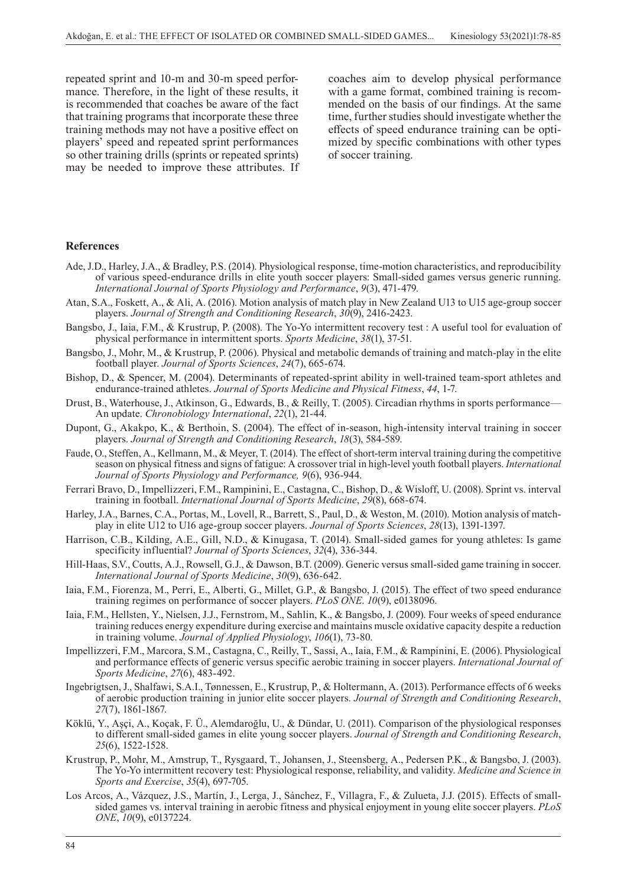repeated sprint and 10-m and 30-m speed performance. Therefore, in the light of these results, it is recommended that coaches be aware of the fact that training programs that incorporate these three training methods may not have a positive effect on players' speed and repeated sprint performances so other training drills (sprints or repeated sprints) may be needed to improve these attributes. If coaches aim to develop physical performance with a game format, combined training is recommended on the basis of our findings. At the same time, further studies should investigate whether the effects of speed endurance training can be optimized by specific combinations with other types of soccer training.

## References

Ade, J.D., Harley, J.A., & Bradley, P.S. (2014). Physiological response, time-motion characteristics, and reproducibility of various speed-endurance drills in elite youth soccer players: Small-sided games versus generic running. *International Journal of Sports Physiology and Performance*, *9*(3), 471-479.

Atan, S.A., Foskett, A., & Ali, A. (2016). Motion analysis of match play in New Zealand U13 to U15 age-group soccer players. *Journal of Strength and Conditioning Research*, *30*(9), 2416-2423.

Bangsbo, J., Iaia, F.M., & Krustrup, P. (2008). The Yo-Yo intermittent recovery test : A useful tool for evaluation of physical performance in intermittent sports. *Sports Medicine*, *38*(1), 37-51.

Bangsbo, J., Mohr, M., & Krustrup, P. (2006). Physical and metabolic demands of training and match-play in the elite football player. *Journal of Sports Sciences*, *24*(7), 665-674.

Bishop, D., & Spencer, M. (2004). Determinants of repeated-sprint ability in well-trained team-sport athletes and endurance-trained athletes. *Journal of Sports Medicine and Physical Fitness*, *44*, 1-7.

Drust, B., Waterhouse, J., Atkinson, G., Edwards, B., & Reilly, T. (2005). Circadian rhythms in sports performance—An update. *Chronobiology International*, *22*(1), 21-44.

Dupont, G., Akakpo, K., & Berthoin, S. (2004). The effect of in-season, high-intensity interval training in soccer players. *Journal of Strength and Conditioning Research*, *18*(3), 584-589.

Faude, O., Steffen, A., Kellmann, M., & Meyer, T. (2014). The effect of short-term interval training during the competitive season on physical fitness and signs of fatigue: A crossover trial in high-level youth football players. *International Journal of Sports Physiology and Performance, 9*(6), 936-944.

Ferrari Bravo, D., Impellizzeri, F.M., Rampinini, E., Castagna, C., Bishop, D., & Wisloff, U. (2008). Sprint vs. interval training in football. *International Journal of Sports Medicine*, *29*(8), 668-674.

Harley, J.A., Barnes, C.A., Portas, M., Lovell, R., Barrett, S., Paul, D., & Weston, M. (2010). Motion analysis of match-play in elite U12 to U16 age-group soccer players. *Journal of Sports Sciences*, *28*(13), 1391-1397.

Harrison, C.B., Kilding, A.E., Gill, N.D., & Kinugasa, T. (2014). Small-sided games for young athletes: Is game specificity influential? *Journal of Sports Sciences*, *32*(4), 336-344.

Hill-Haas, S.V., Coutts, A.J., Rowsell, G.J., & Dawson, B.T. (2009). Generic versus small-sided game training in soccer. *International Journal of Sports Medicine*, *30*(9), 636-642.

Iaia, F.M., Fiorenza, M., Perri, E., Alberti, G., Millet, G.P., & Bangsbo, J. (2015). The effect of two speed endurance training regimes on performance of soccer players. *PLoS ONE*. *10*(9), e0138096.

Iaia, F.M., Hellsten, Y., Nielsen, J.J., Fernstrom, M., Sahlin, K., & Bangsbo, J. (2009). Four weeks of speed endurance training reduces energy expenditure during exercise and maintains muscle oxidative capacity despite a reduction in training volume. *Journal of Applied Physiology*, *106*(1), 73-80.

Impellizzeri, F.M., Marcora, S.M., Castagna, C., Reilly, T., Sassi, A., Iaia, F.M., & Rampinini, E. (2006). Physiological and performance effects of generic versus specific aerobic training in soccer players. *International Journal of Sports Medicine*, *27*(6), 483-492.

Ingebrigtsen, J., Shalfawi, S.A.I., Tønnessen, E., Krustrup, P., & Holtermann, A. (2013). Performance effects of 6 weeks of aerobic production training in junior elite soccer players. *Journal of Strength and Conditioning Research*, *27*(7), 1861-1867.

Köklü, Y., Aşçi, A., Koçak, F. Ü., Alemdaroğlu, U., & Dündar, U. (2011). Comparison of the physiological responses to different small-sided games in elite young soccer players. *Journal of Strength and Conditioning Research*, *25*(6), 1522-1528.

Krustrup, P., Mohr, M., Amstrup, T., Rysgaard, T., Johansen, J., Steensberg, A., Pedersen P.K., & Bangsbo, J. (2003). The Yo-Yo intermittent recovery test: Physiological response, reliability, and validity. *Medicine and Science in Sports and Exercise*, *35*(4), 697-705.

Los Arcos, A., Vázquez, J.S., Martín, J., Lerga, J., Sánchez, F., Villagra, F., & Zulueta, J.J. (2015). Effects of small-sided games vs. interval training in aerobic fitness and physical enjoyment in young elite soccer players. *PLoS ONE*, *10*(9), e0137224.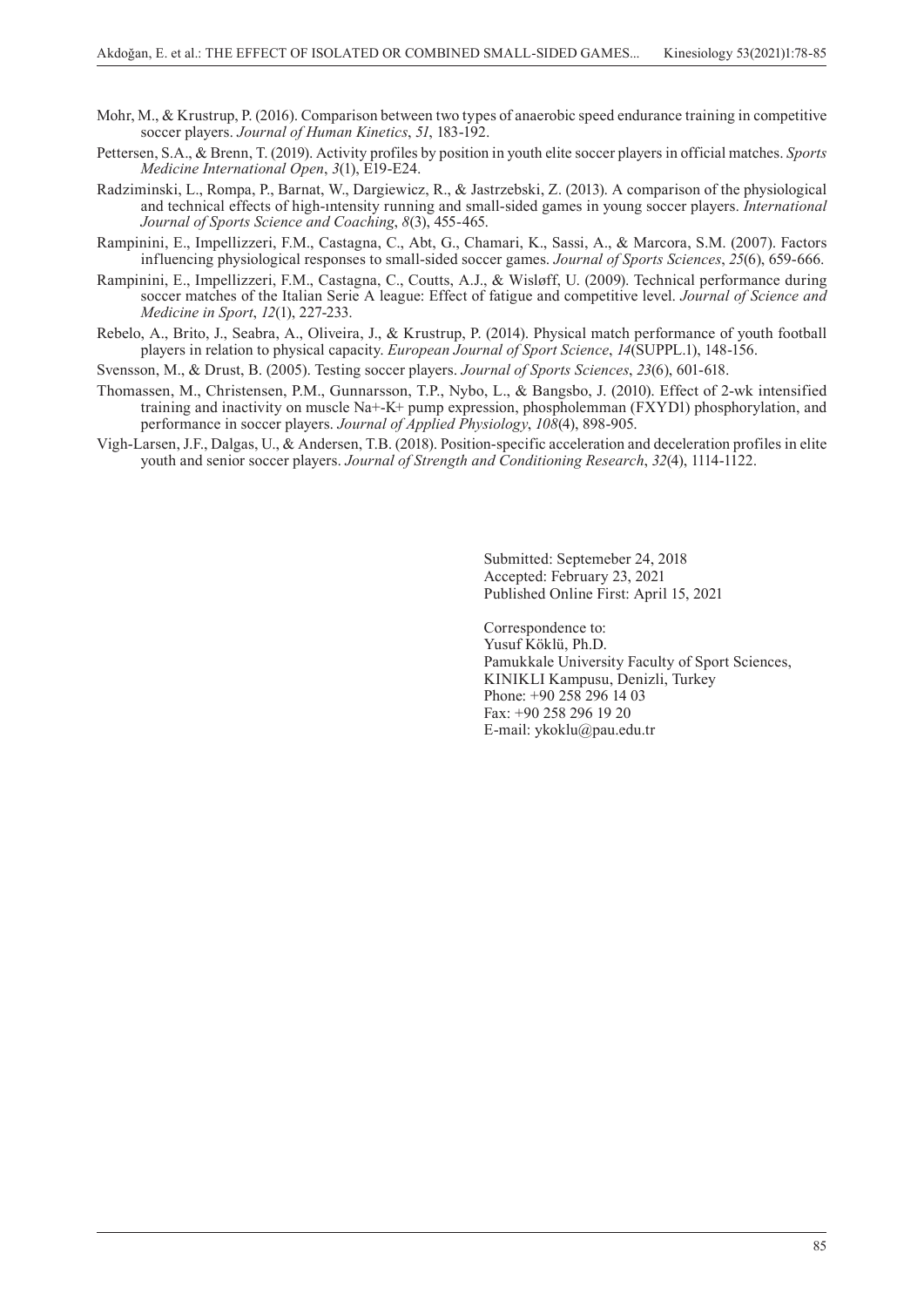Mohr, M., & Krustrup, P. (2016). Comparison between two types of anaerobic speed endurance training in competitive soccer players. *Journal of Human Kinetics*, *51*, 183-192.

Pettersen, S.A., & Brenn, T. (2019). Activity profiles by position in youth elite soccer players in official matches. *Sports Medicine International Open*, *3*(1), E19-E24.

Radziminski, L., Rompa, P., Barnat, W., Dargiewicz, R., & Jastrzebski, Z. (2013). A comparison of the physiological and technical effects of high-ıntensity running and small-sided games in young soccer players. *International Journal of Sports Science and Coaching*, *8*(3), 455-465.

Rampinini, E., Impellizzeri, F.M., Castagna, C., Abt, G., Chamari, K., Sassi, A., & Marcora, S.M. (2007). Factors influencing physiological responses to small-sided soccer games. *Journal of Sports Sciences*, *25*(6), 659-666.

Rampinini, E., Impellizzeri, F.M., Castagna, C., Coutts, A.J., & Wisløff, U. (2009). Technical performance during soccer matches of the Italian Serie A league: Effect of fatigue and competitive level. *Journal of Science and Medicine in Sport*, *12*(1), 227-233.

Rebelo, A., Brito, J., Seabra, A., Oliveira, J., & Krustrup, P. (2014). Physical match performance of youth football players in relation to physical capacity. *European Journal of Sport Science*, *14*(SUPPL.1), 148-156.

Svensson, M., & Drust, B. (2005). Testing soccer players. *Journal of Sports Sciences*, *23*(6), 601-618.

Thomassen, M., Christensen, P.M., Gunnarsson, T.P., Nybo, L., & Bangsbo, J. (2010). Effect of 2-wk intensified training and inactivity on muscle Na+-K+ pump expression, phospholemman (FXYD1) phosphorylation, and performance in soccer players. *Journal of Applied Physiology*, *108*(4), 898-905.

Vigh-Larsen, J.F., Dalgas, U., & Andersen, T.B. (2018). Position-specific acceleration and deceleration profiles in elite youth and senior soccer players. *Journal of Strength and Conditioning Research*, *32*(4), 1114-1122.

Submitted: Septemeber 24, 2018
Accepted: February 23, 2021
Published Online First: April 15, 2021

Correspondence to:
Yusuf Köklü, Ph.D.
Pamukkale University Faculty of Sport Sciences,
KINIKLI Kampusu, Denizli, Turkey
Phone: +90 258 296 14 03
Fax: +90 258 296 19 20
E-mail: ykoklu@pau.edu.tr